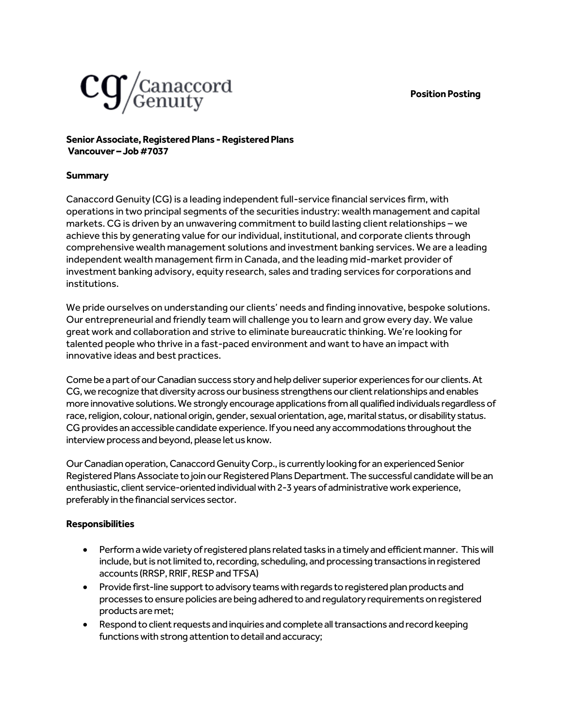Canaccord Genuity

**Position Posting**

**Senior Associate, Registered Plans - Registered Plans**
**Vancouver – Job #7037**

**Summary**

Canaccord Genuity (CG) is a leading independent full-service financial services firm, with operations in two principal segments of the securities industry: wealth management and capital markets. CG is driven by an unwavering commitment to build lasting client relationships – we achieve this by generating value for our individual, institutional, and corporate clients through comprehensive wealth management solutions and investment banking services. We are a leading independent wealth management firm in Canada, and the leading mid-market provider of investment banking advisory, equity research, sales and trading services for corporations and institutions.

We pride ourselves on understanding our clients' needs and finding innovative, bespoke solutions. Our entrepreneurial and friendly team will challenge you to learn and grow every day. We value great work and collaboration and strive to eliminate bureaucratic thinking. We're looking for talented people who thrive in a fast-paced environment and want to have an impact with innovative ideas and best practices.

Come be a part of our Canadian success story and help deliver superior experiences for our clients. At CG, we recognize that diversity across our business strengthens our client relationships and enables more innovative solutions. We strongly encourage applications from all qualified individuals regardless of race, religion, colour, national origin, gender, sexual orientation, age, marital status, or disability status. CG provides an accessible candidate experience. If you need any accommodations throughout the interview process and beyond, please let us know.

Our Canadian operation, Canaccord Genuity Corp., is currently looking for an experienced Senior Registered Plans Associate to join our Registered Plans Department. The successful candidate will be an enthusiastic, client service-oriented individual with 2-3 years of administrative work experience, preferably in the financial services sector.

**Responsibilities**

- Perform a wide variety of registered plans related tasks in a timely and efficient manner. This will include, but is not limited to, recording, scheduling, and processing transactions in registered accounts (RRSP, RRIF, RESP and TFSA)
- Provide first-line support to advisory teams with regards to registered plan products and processes to ensure policies are being adhered to and regulatory requirements on registered products are met;
- Respond to client requests and inquiries and complete all transactions and record keeping functions with strong attention to detail and accuracy;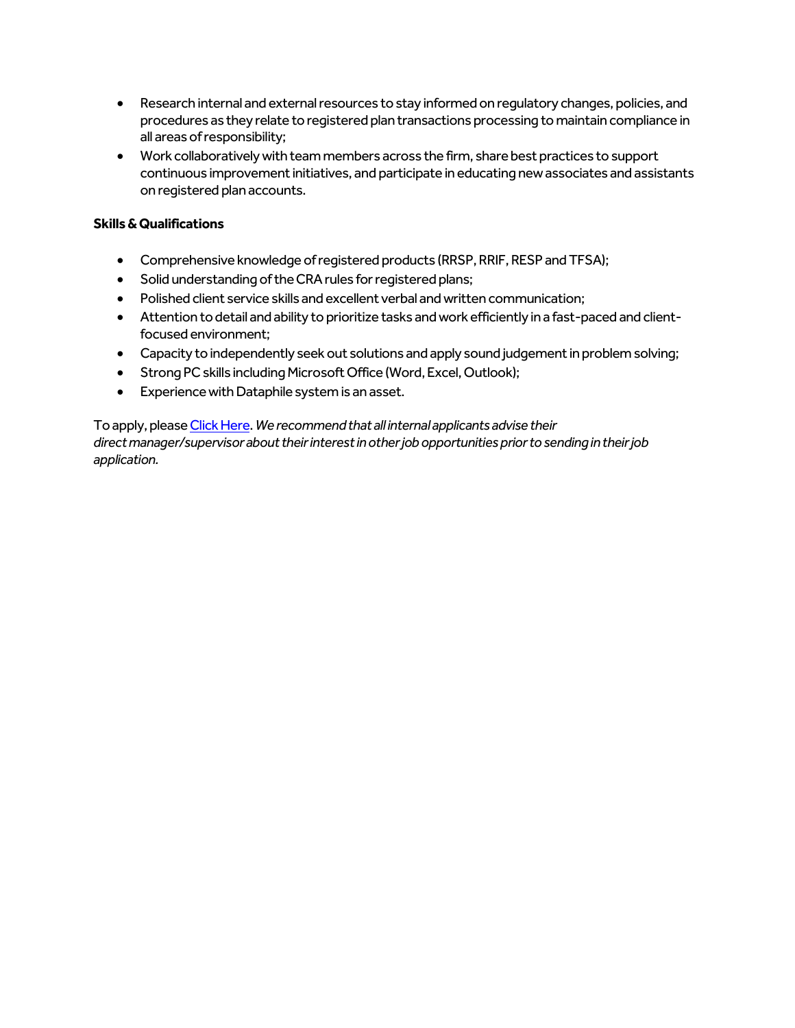- Research internal and external resources to stay informed on regulatory changes, policies, and procedures as they relate to registered plan transactions processing to maintain compliance in all areas of responsibility;
- Work collaboratively with team members across the firm, share best practices to support continuous improvement initiatives, and participate in educating new associates and assistants on registered plan accounts.

**Skills & Qualifications**

- Comprehensive knowledge of registered products (RRSP, RRIF, RESP and TFSA);
- Solid understanding of the CRA rules for registered plans;
- Polished client service skills and excellent verbal and written communication;
- Attention to detail and ability to prioritize tasks and work efficiently in a fast-paced and client-focused environment;
- Capacity to independently seek out solutions and apply sound judgement in problem solving;
- Strong PC skills including Microsoft Office (Word, Excel, Outlook);
- Experience with Dataphile system is an asset.

To apply, please Click Here. *We recommend that all internal applicants advise their direct manager/supervisor about their interest in other job opportunities prior to sending in their job application.*